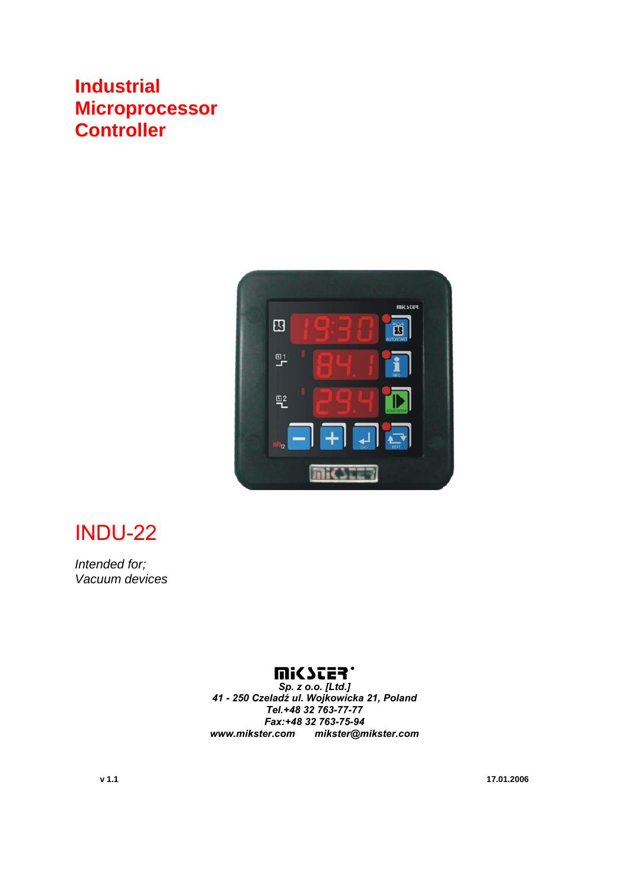# Industrial Microprocessor Controller

# INDU-22

*Intended for;*
*Vacuum devices*

**MIKSTER**
***Sp. z o.o. [Ltd.]***
***41 - 250 Czeladź ul. Wojkowicka 21, Poland***
***Tel.+48 32 763-77-77***
***Fax:+48 32 763-75-94***
***www.mikster.com mikster@mikster.com***

**v 1.1** **17.01.2006**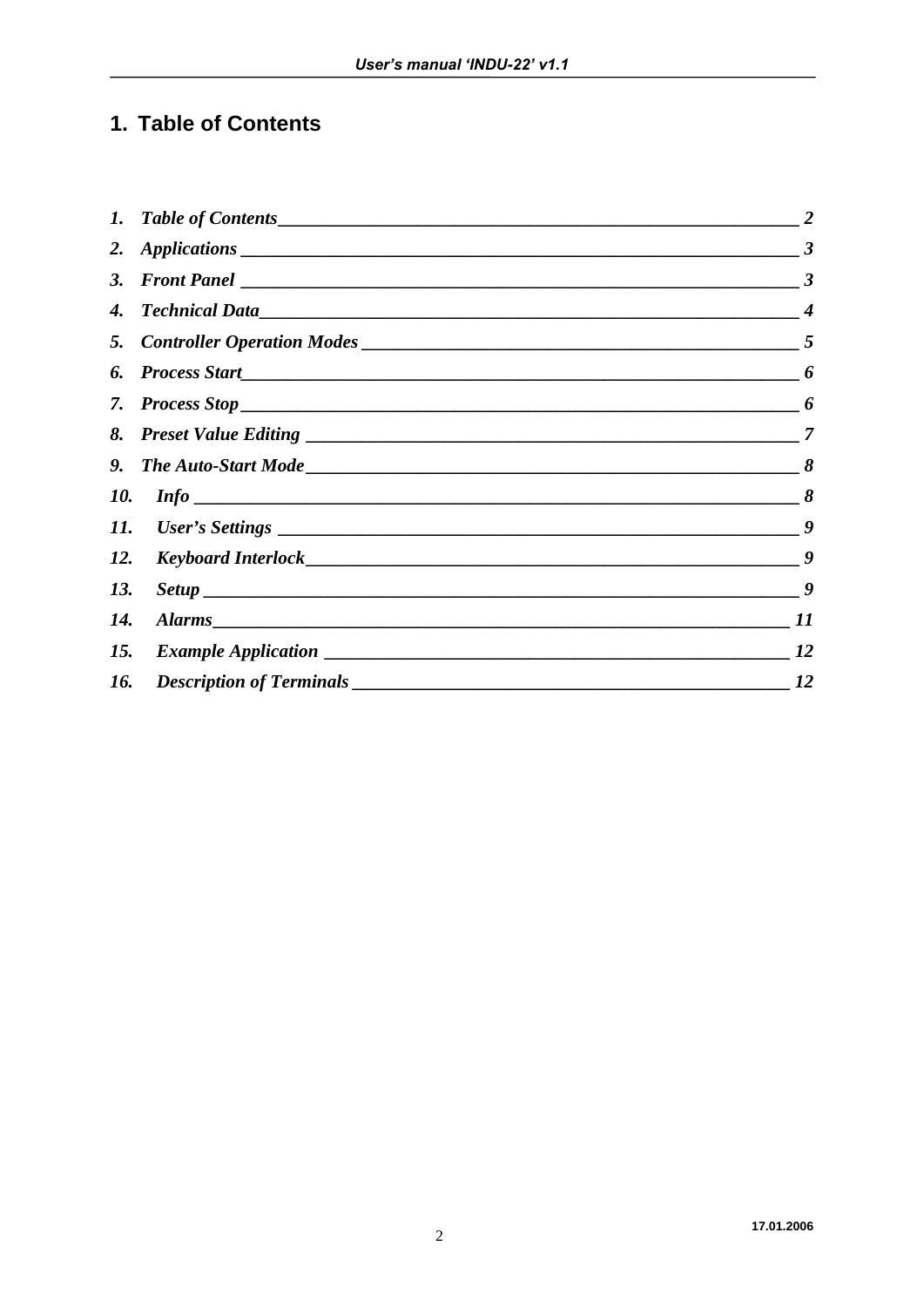# 1. Table of Contents

*1. Table of Contents ___ 2*
*2. Applications ___ 3*
*3. Front Panel ___ 3*
*4. Technical Data ___ 4*
*5. Controller Operation Modes ___ 5*
*6. Process Start ___ 6*
*7. Process Stop ___ 6*
*8. Preset Value Editing ___ 7*
*9. The Auto-Start Mode ___ 8*
*10. Info ___ 8*
*11. User's Settings ___ 9*
*12. Keyboard Interlock ___ 9*
*13. Setup ___ 9*
*14. Alarms ___ 11*
*15. Example Application ___ 12*
*16. Description of Terminals ___ 12*

17.01.2006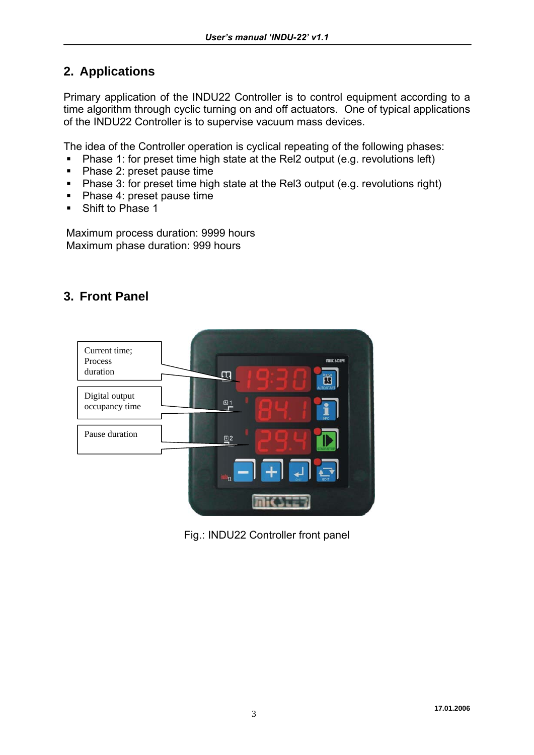## 2. Applications

Primary application of the INDU22 Controller is to control equipment according to a time algorithm through cyclic turning on and off actuators. One of typical applications of the INDU22 Controller is to supervise vacuum mass devices.

The idea of the Controller operation is cyclical repeating of the following phases:

- Phase 1: for preset time high state at the Rel2 output (e.g. revolutions left)
- Phase 2: preset pause time
- Phase 3: for preset time high state at the Rel3 output (e.g. revolutions right)
- Phase 4: preset pause time
- Shift to Phase 1

Maximum process duration: 9999 hours
Maximum phase duration: 999 hours

## 3. Front Panel

Current time; Process duration

Digital output occupancy time

Pause duration

Fig.: INDU22 Controller front panel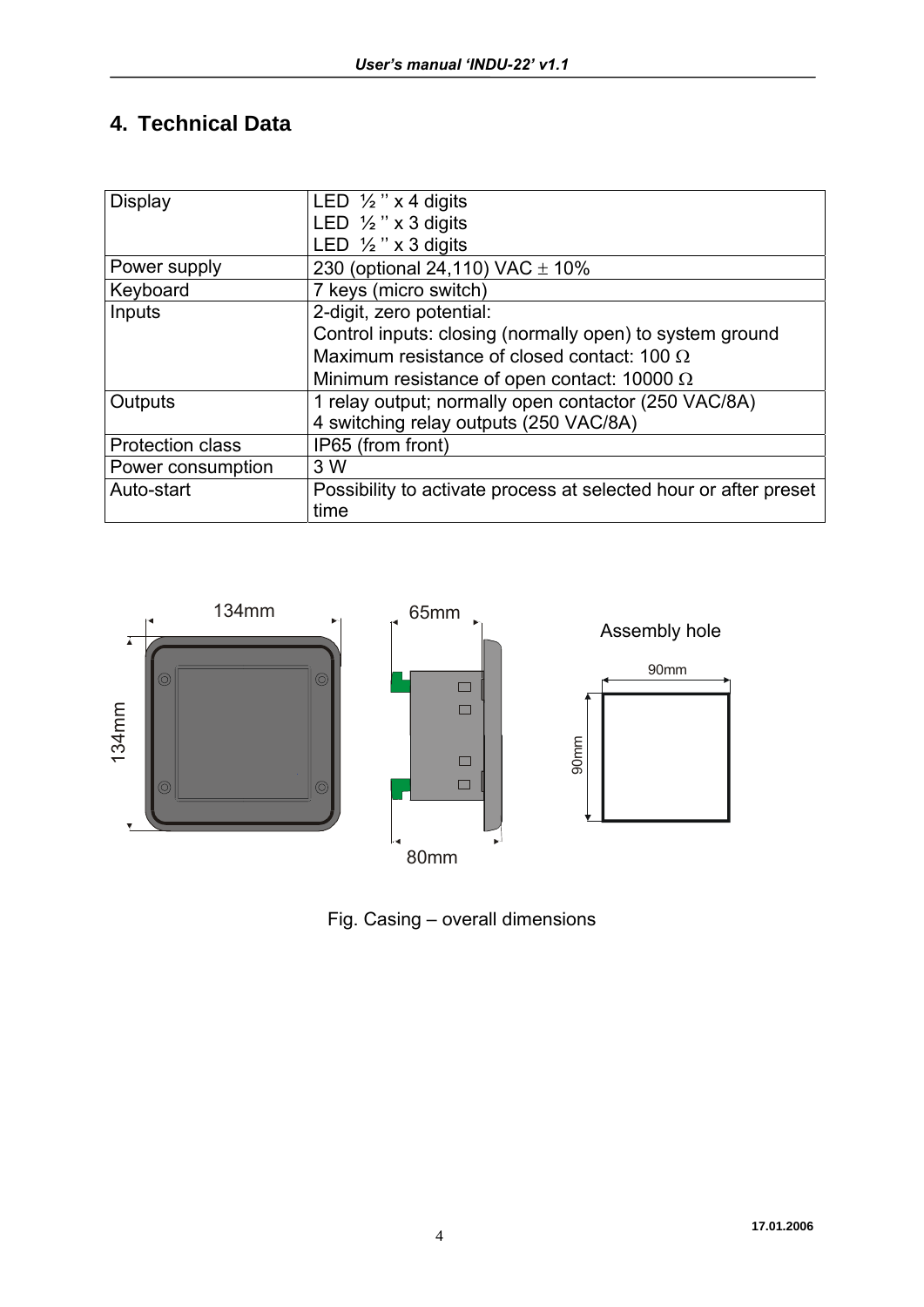## 4. Technical Data

| | |
|---|---|
| Display | LED ½ '' x 4 digits<br>LED ½ '' x 3 digits<br>LED ½ '' x 3 digits |
| Power supply | 230 (optional 24,110) VAC ± 10% |
| Keyboard | 7 keys (micro switch) |
| Inputs | 2-digit, zero potential:<br>Control inputs: closing (normally open) to system ground<br>Maximum resistance of closed contact: 100 Ω<br>Minimum resistance of open contact: 10000 Ω |
| Outputs | 1 relay output; normally open contactor (250 VAC/8A)<br>4 switching relay outputs (250 VAC/8A) |
| Protection class | IP65 (from front) |
| Power consumption | 3 W |
| Auto-start | Possibility to activate process at selected hour or after preset time |

134mm

134mm

65mm

80mm

Assembly hole

90mm

90mm

Fig. Casing – overall dimensions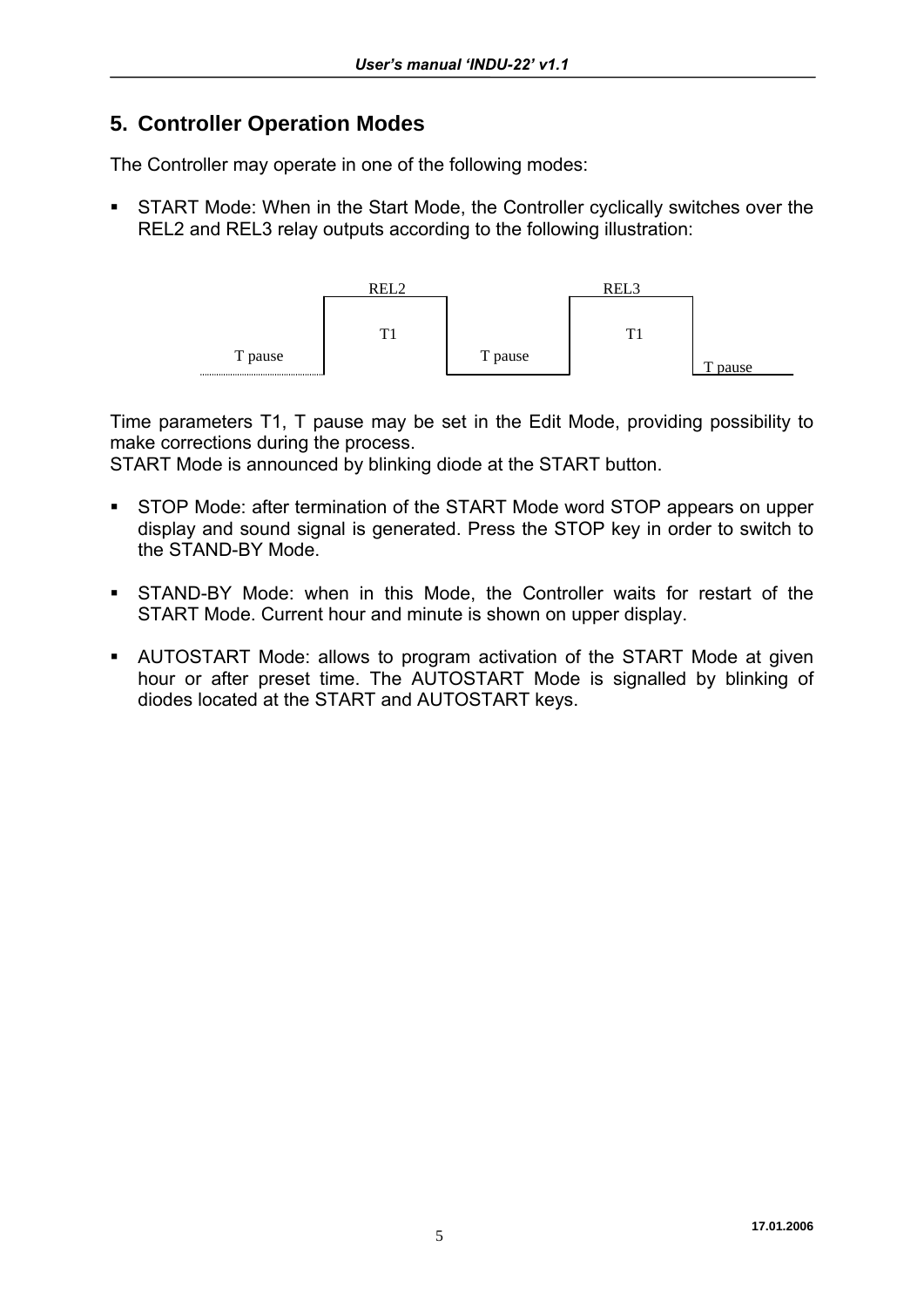## 5. Controller Operation Modes

The Controller may operate in one of the following modes:

- START Mode: When in the Start Mode, the Controller cyclically switches over the REL2 and REL3 relay outputs according to the following illustration:

REL2
REL3
T1
T1
T pause
T pause
T pause

Time parameters T1, T pause may be set in the Edit Mode, providing possibility to make corrections during the process.
START Mode is announced by blinking diode at the START button.

- STOP Mode: after termination of the START Mode word STOP appears on upper display and sound signal is generated. Press the STOP key in order to switch to the STAND-BY Mode.

- STAND-BY Mode: when in this Mode, the Controller waits for restart of the START Mode. Current hour and minute is shown on upper display.

- AUTOSTART Mode: allows to program activation of the START Mode at given hour or after preset time. The AUTOSTART Mode is signalled by blinking of diodes located at the START and AUTOSTART keys.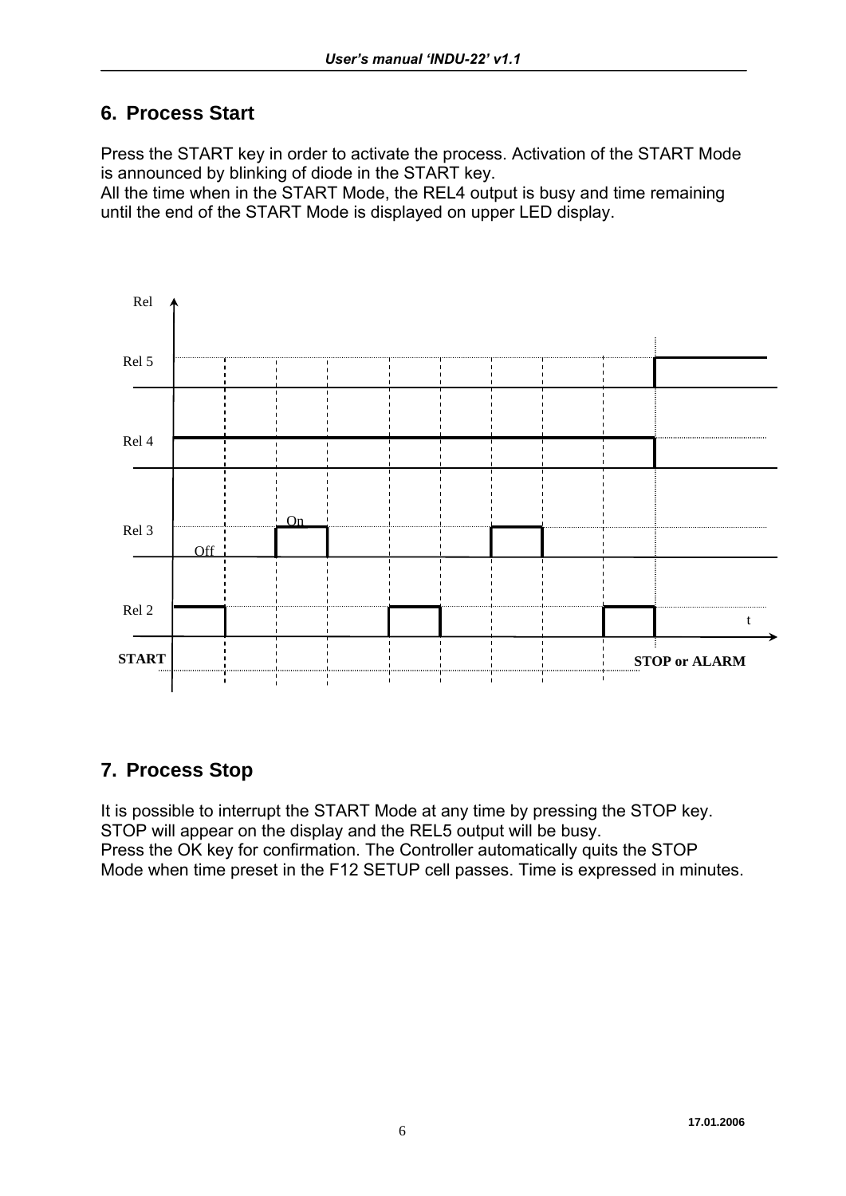## 6. Process Start

Press the START key in order to activate the process. Activation of the START Mode is announced by blinking of diode in the START key.
All the time when in the START Mode, the REL4 output is busy and time remaining until the end of the START Mode is displayed on upper LED display.

Rel

Rel 5

Rel 4

On

Rel 3

Off

Rel 2

t

START

STOP or ALARM

## 7. Process Stop

It is possible to interrupt the START Mode at any time by pressing the STOP key.
STOP will appear on the display and the REL5 output will be busy.
Press the OK key for confirmation. The Controller automatically quits the STOP Mode when time preset in the F12 SETUP cell passes. Time is expressed in minutes.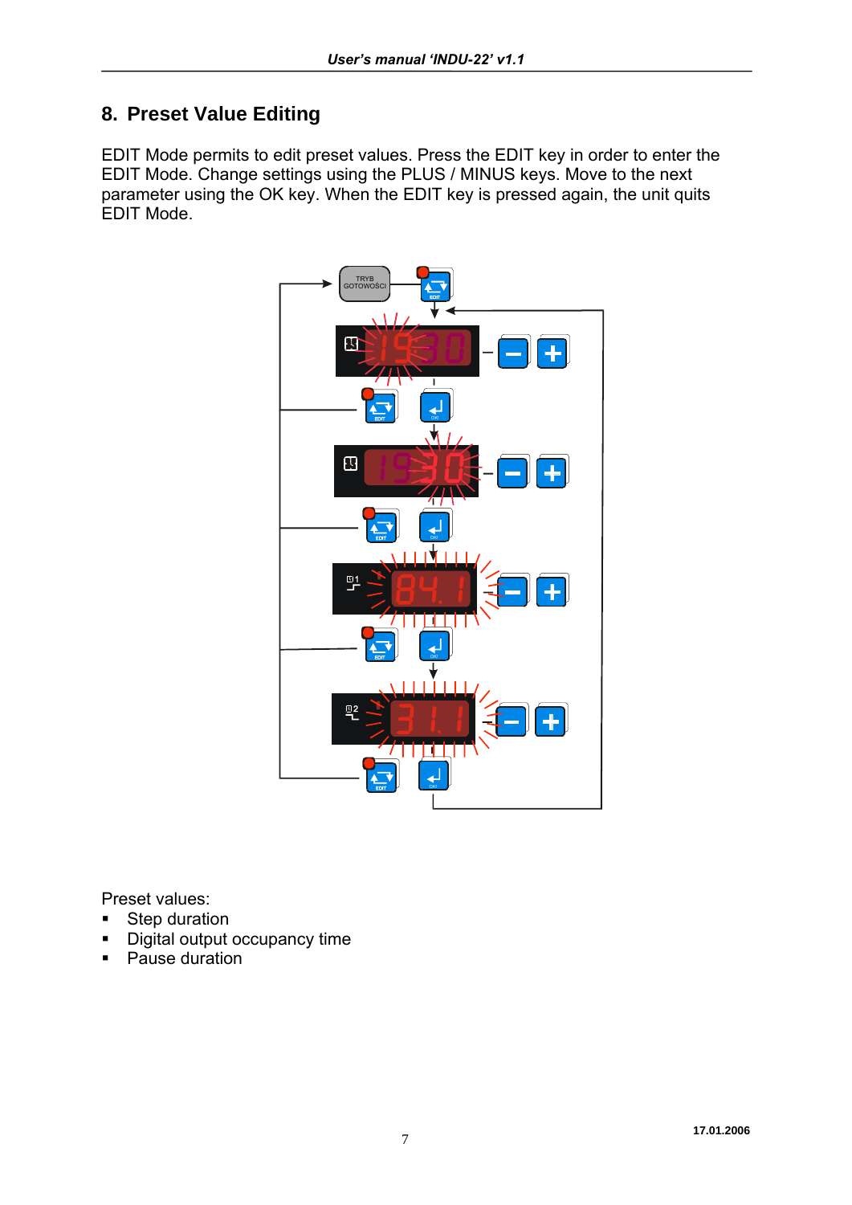## 8. Preset Value Editing

EDIT Mode permits to edit preset values. Press the EDIT key in order to enter the EDIT Mode. Change settings using the PLUS / MINUS keys. Move to the next parameter using the OK key. When the EDIT key is pressed again, the unit quits EDIT Mode.

TRYB GOTOWOŚCI

Preset values:

- Step duration
- Digital output occupancy time
- Pause duration

17.01.2006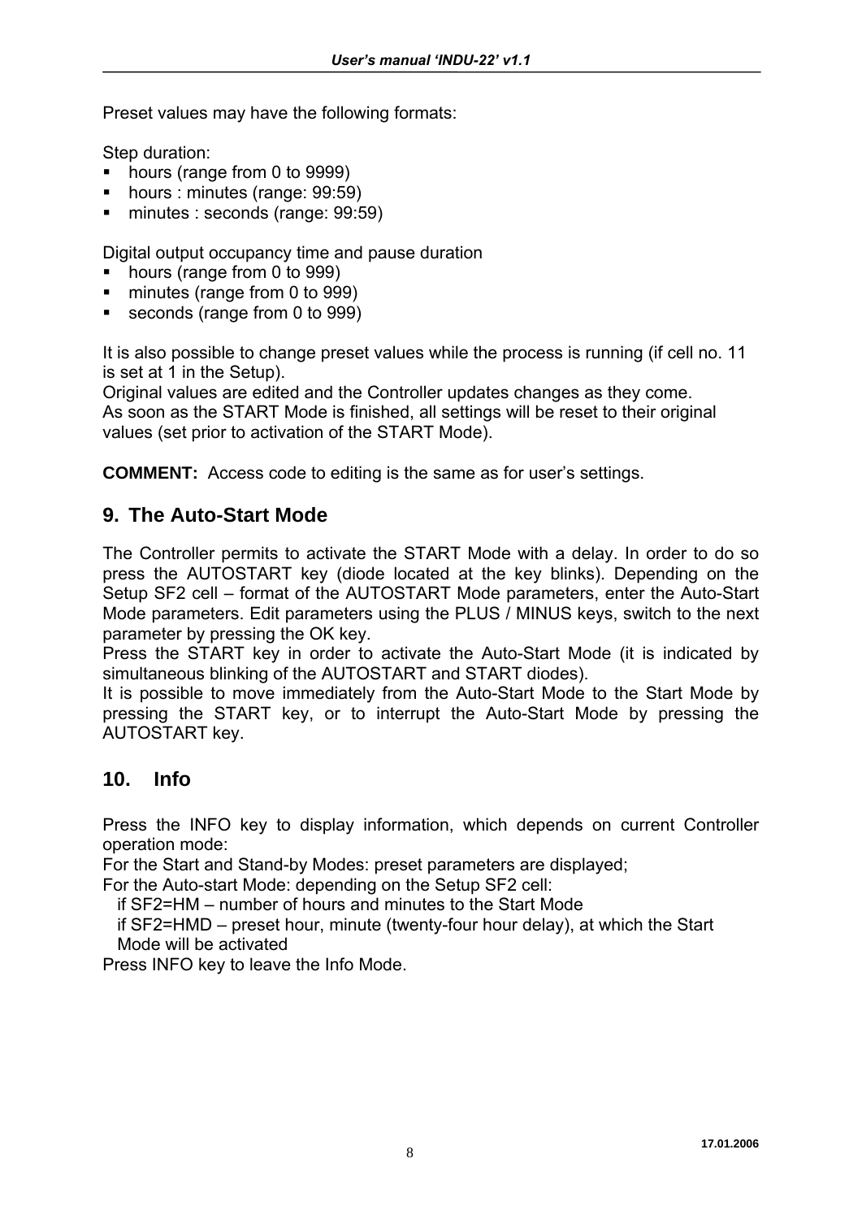Preset values may have the following formats:

Step duration:

- hours (range from 0 to 9999)
- hours : minutes (range: 99:59)
- minutes : seconds (range: 99:59)

Digital output occupancy time and pause duration

- hours (range from 0 to 999)
- minutes (range from 0 to 999)
- seconds (range from 0 to 999)

It is also possible to change preset values while the process is running (if cell no. 11 is set at 1 in the Setup).
Original values are edited and the Controller updates changes as they come.
As soon as the START Mode is finished, all settings will be reset to their original values (set prior to activation of the START Mode).

**COMMENT:** Access code to editing is the same as for user's settings.

## 9. The Auto-Start Mode

The Controller permits to activate the START Mode with a delay. In order to do so press the AUTOSTART key (diode located at the key blinks). Depending on the Setup SF2 cell – format of the AUTOSTART Mode parameters, enter the Auto-Start Mode parameters. Edit parameters using the PLUS / MINUS keys, switch to the next parameter by pressing the OK key.
Press the START key in order to activate the Auto-Start Mode (it is indicated by simultaneous blinking of the AUTOSTART and START diodes).
It is possible to move immediately from the Auto-Start Mode to the Start Mode by pressing the START key, or to interrupt the Auto-Start Mode by pressing the AUTOSTART key.

## 10. Info

Press the INFO key to display information, which depends on current Controller operation mode:
For the Start and Stand-by Modes: preset parameters are displayed;
For the Auto-start Mode: depending on the Setup SF2 cell:
  if SF2=HM – number of hours and minutes to the Start Mode
  if SF2=HMD – preset hour, minute (twenty-four hour delay), at which the Start Mode will be activated
Press INFO key to leave the Info Mode.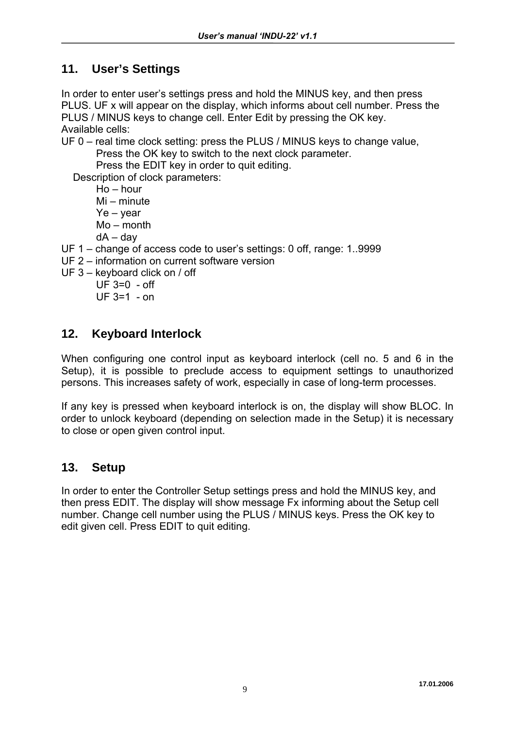## 11. User's Settings

In order to enter user's settings press and hold the MINUS key, and then press PLUS. UF x will appear on the display, which informs about cell number. Press the PLUS / MINUS keys to change cell. Enter Edit by pressing the OK key.
Available cells:

UF 0 – real time clock setting: press the PLUS / MINUS keys to change value,
Press the OK key to switch to the next clock parameter.
Press the EDIT key in order to quit editing.

Description of clock parameters:

- Ho – hour
- Mi – minute
- Ye – year
- Mo – month
- dA – day

UF 1 – change of access code to user's settings: 0 off, range: 1..9999

UF 2 – information on current software version

UF 3 – keyboard click on / off

- UF 3=0 - off
- UF 3=1 - on

## 12. Keyboard Interlock

When configuring one control input as keyboard interlock (cell no. 5 and 6 in the Setup), it is possible to preclude access to equipment settings to unauthorized persons. This increases safety of work, especially in case of long-term processes.

If any key is pressed when keyboard interlock is on, the display will show BLOC. In order to unlock keyboard (depending on selection made in the Setup) it is necessary to close or open given control input.

## 13. Setup

In order to enter the Controller Setup settings press and hold the MINUS key, and then press EDIT. The display will show message Fx informing about the Setup cell number. Change cell number using the PLUS / MINUS keys. Press the OK key to edit given cell. Press EDIT to quit editing.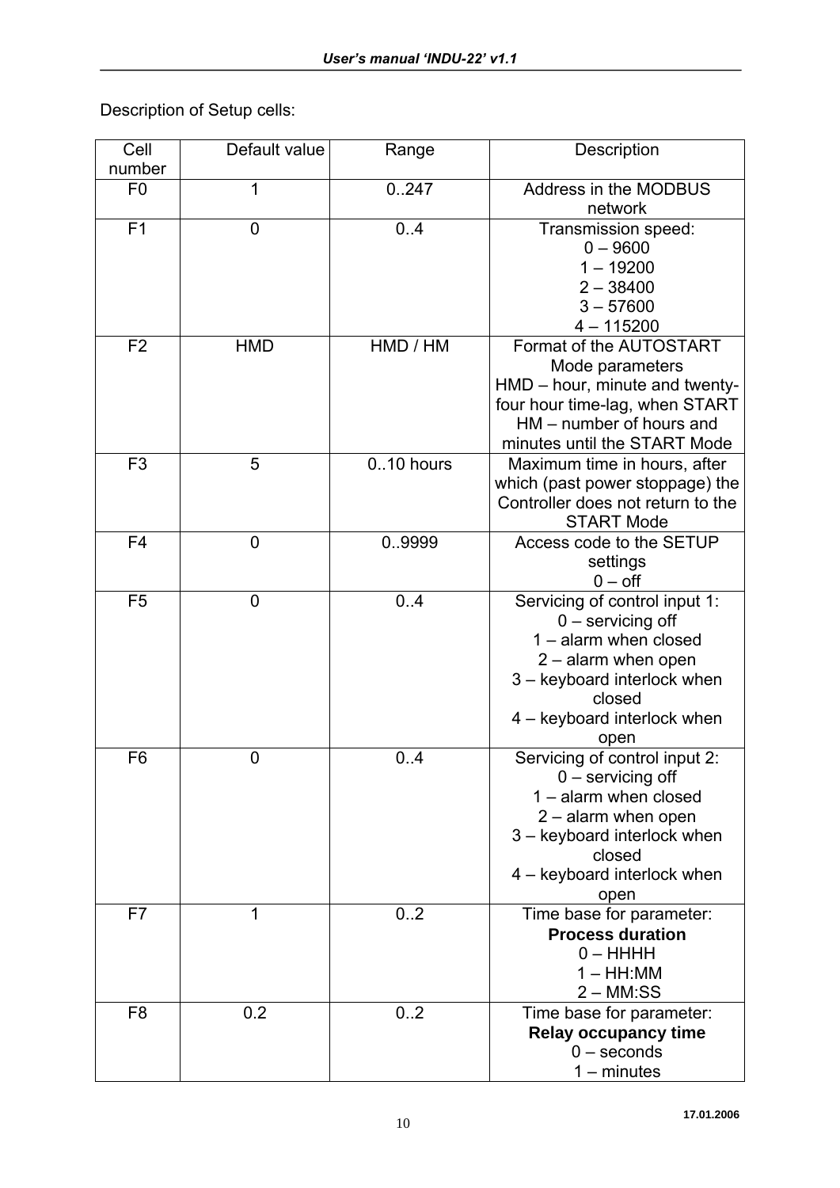Description of Setup cells:

| Cell number | Default value | Range | Description |
| --- | --- | --- | --- |
| F0 | 1 | 0..247 | Address in the MODBUS network |
| F1 | 0 | 0..4 | Transmission speed:<br>0 – 9600<br>1 – 19200<br>2 – 38400<br>3 – 57600<br>4 – 115200 |
| F2 | HMD | HMD / HM | Format of the AUTOSTART Mode parameters<br>HMD – hour, minute and twenty-four hour time-lag, when START<br>HM – number of hours and minutes until the START Mode |
| F3 | 5 | 0..10 hours | Maximum time in hours, after which (past power stoppage) the Controller does not return to the START Mode |
| F4 | 0 | 0..9999 | Access code to the SETUP settings<br>0 – off |
| F5 | 0 | 0..4 | Servicing of control input 1:<br>0 – servicing off<br>1 – alarm when closed<br>2 – alarm when open<br>3 – keyboard interlock when closed<br>4 – keyboard interlock when open |
| F6 | 0 | 0..4 | Servicing of control input 2:<br>0 – servicing off<br>1 – alarm when closed<br>2 – alarm when open<br>3 – keyboard interlock when closed<br>4 – keyboard interlock when open |
| F7 | 1 | 0..2 | Time base for parameter:<br>**Process duration**<br>0 – HHHH<br>1 – HH:MM<br>2 – MM:SS |
| F8 | 0.2 | 0..2 | Time base for parameter:<br>**Relay occupancy time**<br>0 – seconds<br>1 – minutes |

17.01.2006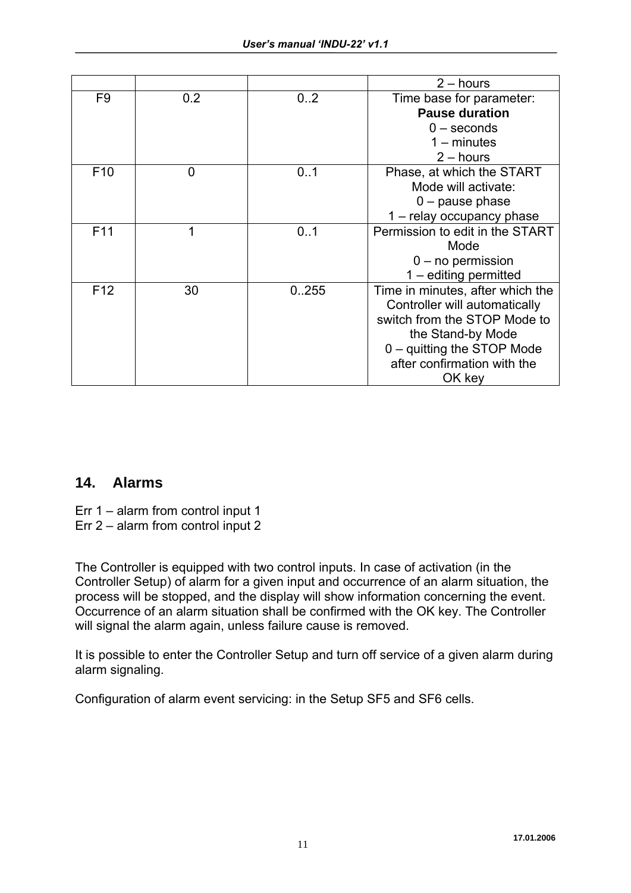| | | | |
|---|---|---|---|
| | | | 2 – hours |
| F9 | 0.2 | 0..2 | Time base for parameter: **Pause duration** 0 – seconds 1 – minutes 2 – hours |
| F10 | 0 | 0..1 | Phase, at which the START Mode will activate: 0 – pause phase 1 – relay occupancy phase |
| F11 | 1 | 0..1 | Permission to edit in the START Mode 0 – no permission 1 – editing permitted |
| F12 | 30 | 0..255 | Time in minutes, after which the Controller will automatically switch from the STOP Mode to the Stand-by Mode 0 – quitting the STOP Mode after confirmation with the OK key |

## 14. Alarms

Err 1 – alarm from control input 1
Err 2 – alarm from control input 2

The Controller is equipped with two control inputs. In case of activation (in the Controller Setup) of alarm for a given input and occurrence of an alarm situation, the process will be stopped, and the display will show information concerning the event. Occurrence of an alarm situation shall be confirmed with the OK key. The Controller will signal the alarm again, unless failure cause is removed.

It is possible to enter the Controller Setup and turn off service of a given alarm during alarm signaling.

Configuration of alarm event servicing: in the Setup SF5 and SF6 cells.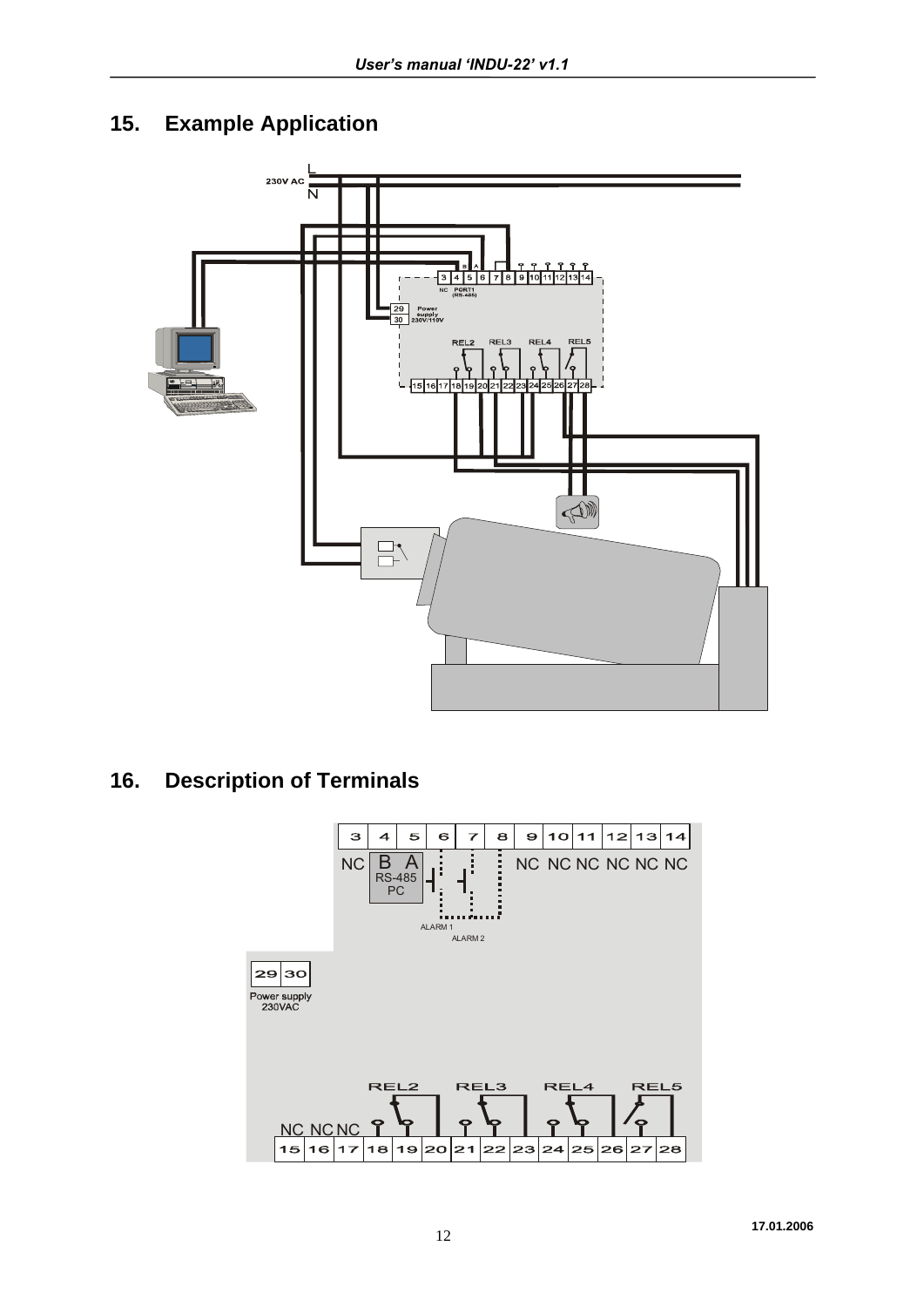## 15. Example Application

230V AC

L

N

B A

3 4 5 6 7 8 9 10 11 12 13 14

NC PORT1 (RS-485)

29 30 Power supply 230V/110V

REL2 REL3 REL4 REL5

15 16 17 18 19 20 21 22 23 24 25 26 27 28

## 16. Description of Terminals

3 4 5 6 7 8 9 10 11 12 13 14

NC B A RS-485 PC NC NC NC NC NC NC

ALARM 1

ALARM 2

29 30

Power supply 230VAC

REL2 REL3 REL4 REL5

NC NC NC

15 16 17 18 19 20 21 22 23 24 25 26 27 28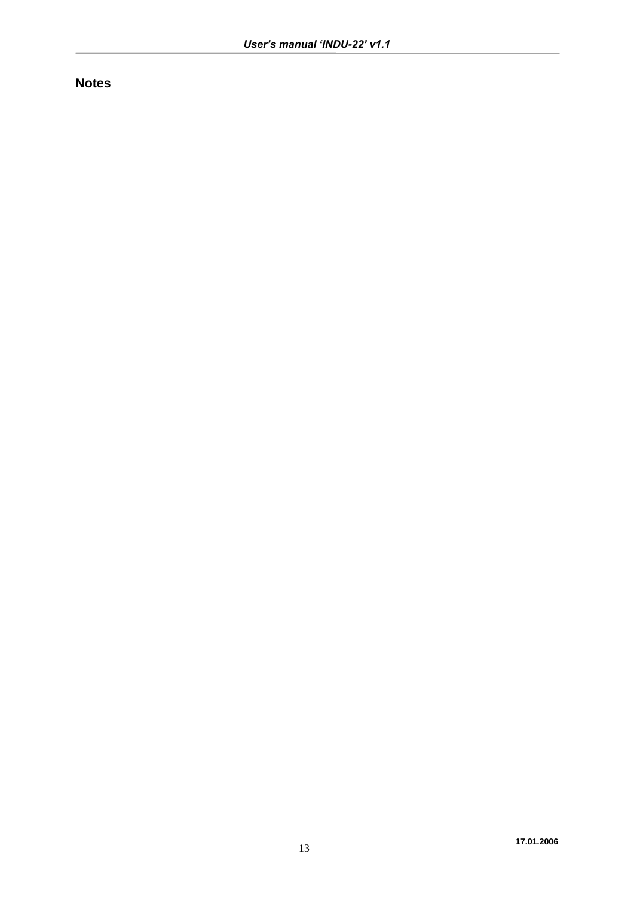## Notes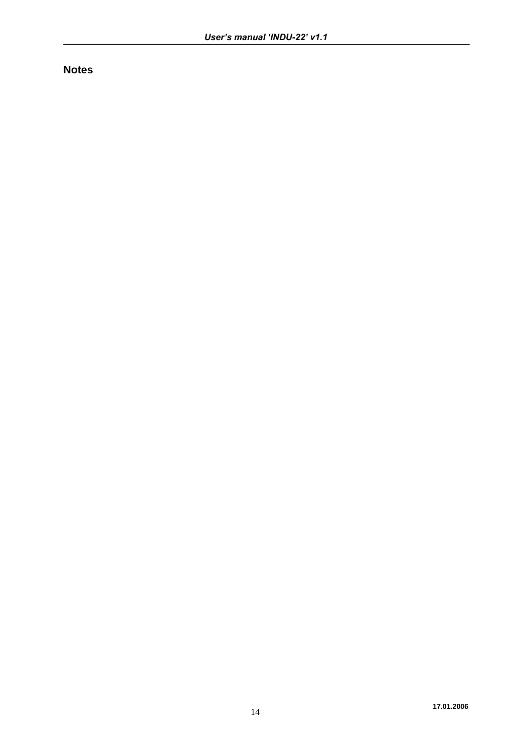## Notes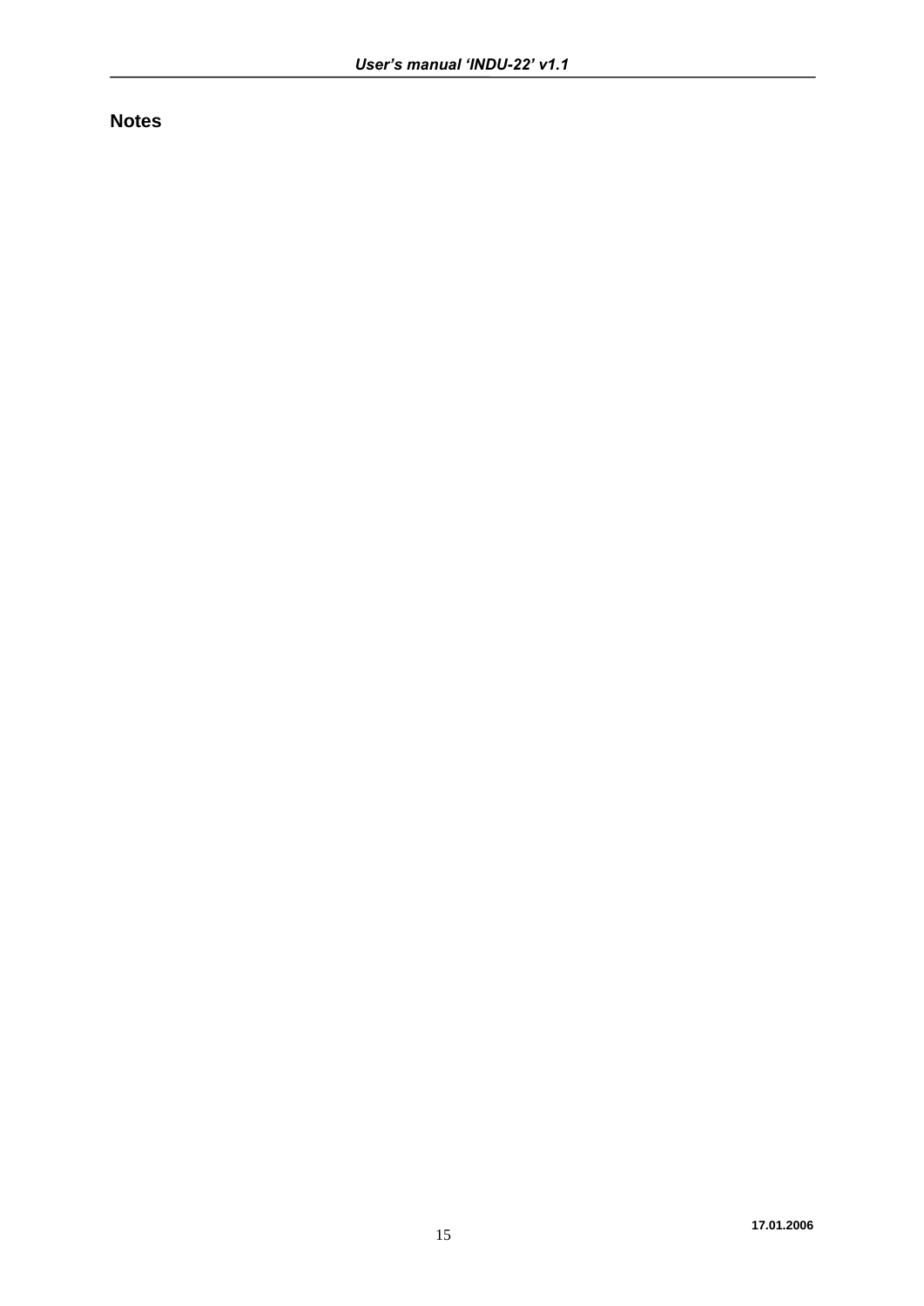## Notes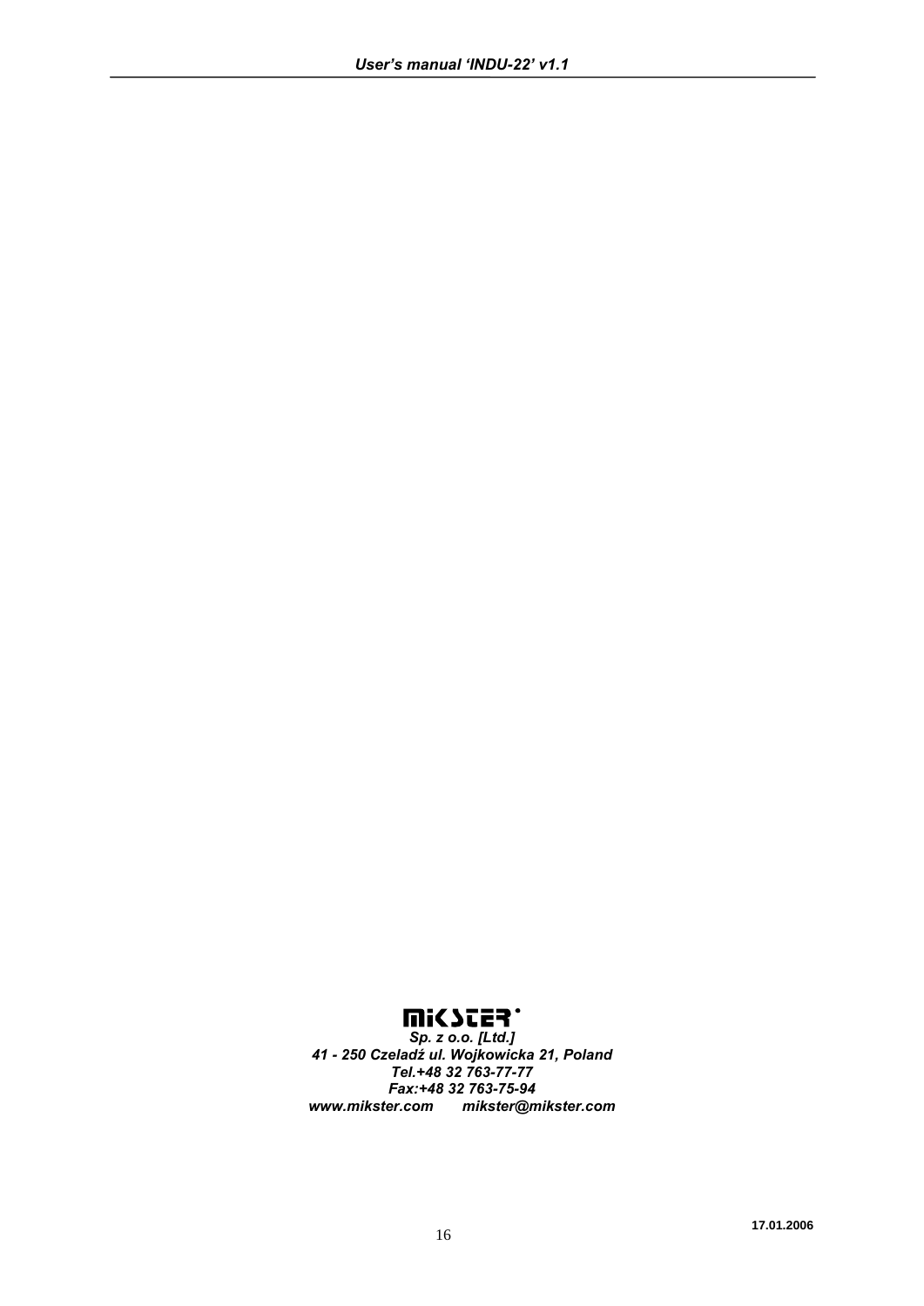**MIKSTER**

*Sp. z o.o. [Ltd.]*
*41 - 250 Czeladź ul. Wojkowicka 21, Poland*
*Tel.+48 32 763-77-77*
*Fax:+48 32 763-75-94*
*www.mikster.com       mikster@mikster.com*

**17.01.2006**